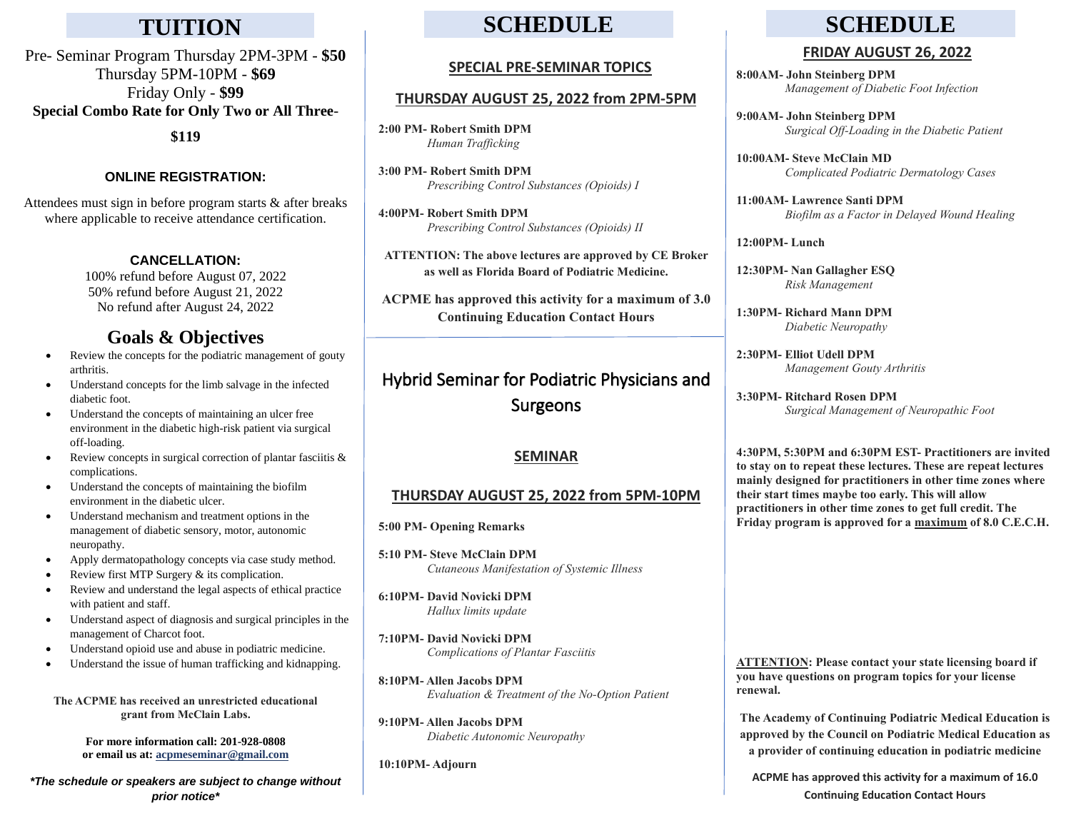# TUITION

Pre- Seminar Program Thursday 2PM-3PM - **$50**
Thursday 5PM-10PM - **$69**
Friday Only - **$99**
**Special Combo Rate for Only Two or All Three-**

**$119**

### ONLINE REGISTRATION:

Attendees must sign in before program starts & after breaks where applicable to receive attendance certification.

### CANCELLATION:

100% refund before August 07, 2022
50% refund before August 21, 2022
No refund after August 24, 2022

## Goals & Objectives

- Review the concepts for the podiatric management of gouty arthritis.
- Understand concepts for the limb salvage in the infected diabetic foot.
- Understand the concepts of maintaining an ulcer free environment in the diabetic high-risk patient via surgical off-loading.
- Review concepts in surgical correction of plantar fasciitis & complications.
- Understand the concepts of maintaining the biofilm environment in the diabetic ulcer.
- Understand mechanism and treatment options in the management of diabetic sensory, motor, autonomic neuropathy.
- Apply dermatopathology concepts via case study method.
- Review first MTP Surgery & its complication.
- Review and understand the legal aspects of ethical practice with patient and staff.
- Understand aspect of diagnosis and surgical principles in the management of Charcot foot.
- Understand opioid use and abuse in podiatric medicine.
- Understand the issue of human trafficking and kidnapping.

**The ACPME has received an unrestricted educational grant from McClain Labs.**

**For more information call: 201-928-0808**
**or email us at: acpmeseminar@gmail.com**

***\*The schedule or speakers are subject to change without prior notice\****

# SCHEDULE

### SPECIAL PRE-SEMINAR TOPICS

### THURSDAY AUGUST 25, 2022 from 2PM-5PM

**2:00 PM- Robert Smith DPM**
*Human Trafficking*

**3:00 PM- Robert Smith DPM**
*Prescribing Control Substances (Opioids) I*

**4:00PM- Robert Smith DPM**
*Prescribing Control Substances (Opioids) II*

**ATTENTION: The above lectures are approved by CE Broker as well as Florida Board of Podiatric Medicine.**

**ACPME has approved this activity for a maximum of 3.0 Continuing Education Contact Hours**

## Hybrid Seminar for Podiatric Physicians and Surgeons

### SEMINAR

### THURSDAY AUGUST 25, 2022 from 5PM-10PM

**5:00 PM- Opening Remarks**

**5:10 PM- Steve McClain DPM**
*Cutaneous Manifestation of Systemic Illness*

**6:10PM- David Novicki DPM**
*Hallux limits update*

**7:10PM- David Novicki DPM**
*Complications of Plantar Fasciitis*

**8:10PM- Allen Jacobs DPM**
*Evaluation & Treatment of the No-Option Patient*

**9:10PM- Allen Jacobs DPM**
*Diabetic Autonomic Neuropathy*

**10:10PM- Adjourn**

# SCHEDULE

### FRIDAY AUGUST 26, 2022

**8:00AM- John Steinberg DPM**
*Management of Diabetic Foot Infection*

**9:00AM- John Steinberg DPM**
*Surgical Off-Loading in the Diabetic Patient*

**10:00AM- Steve McClain MD**
*Complicated Podiatric Dermatology Cases*

**11:00AM- Lawrence Santi DPM**
*Biofilm as a Factor in Delayed Wound Healing*

**12:00PM- Lunch**

**12:30PM- Nan Gallagher ESQ**
*Risk Management*

**1:30PM- Richard Mann DPM**
*Diabetic Neuropathy*

**2:30PM- Elliot Udell DPM**
*Management Gouty Arthritis*

**3:30PM- Ritchard Rosen DPM**
*Surgical Management of Neuropathic Foot*

**4:30PM, 5:30PM and 6:30PM EST- Practitioners are invited to stay on to repeat these lectures. These are repeat lectures mainly designed for practitioners in other time zones where their start times maybe too early. This will allow practitioners in other time zones to get full credit. The Friday program is approved for a maximum of 8.0 C.E.C.H.**

**ATTENTION: Please contact your state licensing board if you have questions on program topics for your license renewal.**

**The Academy of Continuing Podiatric Medical Education is approved by the Council on Podiatric Medical Education as a provider of continuing education in podiatric medicine**

**ACPME has approved this activity for a maximum of 16.0 Continuing Education Contact Hours**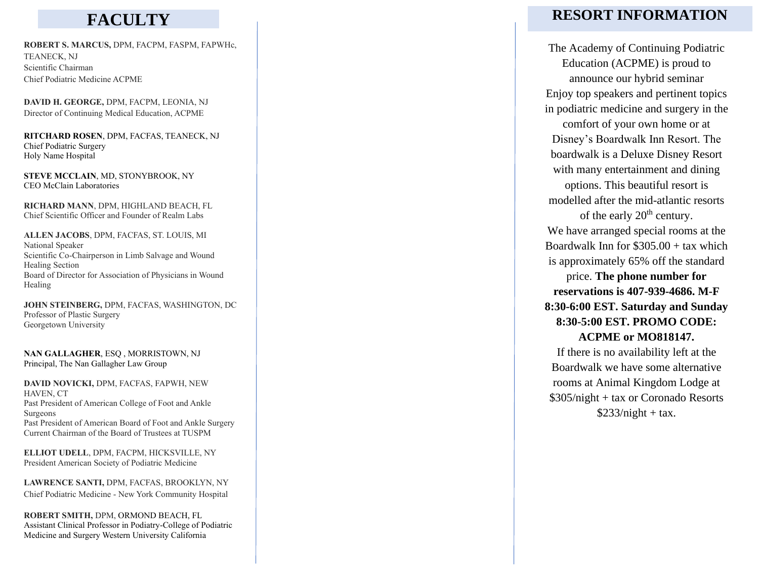# FACULTY

**ROBERT S. MARCUS,** DPM, FACPM, FASPM, FAPWHc, TEANECK, NJ
Scientific Chairman
Chief Podiatric Medicine ACPME

**DAVID H. GEORGE,** DPM, FACPM, LEONIA, NJ
Director of Continuing Medical Education, ACPME

**RITCHARD ROSEN**, DPM, FACFAS, TEANECK, NJ
Chief Podiatric Surgery
Holy Name Hospital

**STEVE MCCLAIN**, MD, STONYBROOK, NY
CEO McClain Laboratories

**RICHARD MANN**, DPM, HIGHLAND BEACH, FL
Chief Scientific Officer and Founder of Realm Labs

**ALLEN JACOBS**, DPM, FACFAS, ST. LOUIS, MI
National Speaker
Scientific Co-Chairperson in Limb Salvage and Wound Healing Section
Board of Director for Association of Physicians in Wound Healing

**JOHN STEINBERG,** DPM, FACFAS, WASHINGTON, DC
Professor of Plastic Surgery
Georgetown University

**NAN GALLAGHER**, ESQ , MORRISTOWN, NJ
Principal, The Nan Gallagher Law Group

**DAVID NOVICKI,** DPM, FACFAS, FAPWH, NEW HAVEN, CT
Past President of American College of Foot and Ankle Surgeons
Past President of American Board of Foot and Ankle Surgery
Current Chairman of the Board of Trustees at TUSPM

**ELLIOT UDELL**, DPM, FACPM, HICKSVILLE, NY
President American Society of Podiatric Medicine

**LAWRENCE SANTI,** DPM, FACFAS, BROOKLYN, NY
Chief Podiatric Medicine - New York Community Hospital

**ROBERT SMITH,** DPM, ORMOND BEACH, FL
Assistant Clinical Professor in Podiatry-College of Podiatric Medicine and Surgery Western University California

# RESORT INFORMATION

The Academy of Continuing Podiatric Education (ACPME) is proud to announce our hybrid seminar
Enjoy top speakers and pertinent topics in podiatric medicine and surgery in the comfort of your own home or at Disney's Boardwalk Inn Resort. The boardwalk is a Deluxe Disney Resort with many entertainment and dining options. This beautiful resort is modelled after the mid-atlantic resorts of the early 20th century.
We have arranged special rooms at the Boardwalk Inn for $305.00 + tax which is approximately 65% off the standard price. **The phone number for reservations is 407-939-4686. M-F 8:30-6:00 EST. Saturday and Sunday 8:30-5:00 EST. PROMO CODE: ACPME or MO818147.**
If there is no availability left at the Boardwalk we have some alternative rooms at Animal Kingdom Lodge at $305/night + tax or Coronado Resorts $233/night + tax.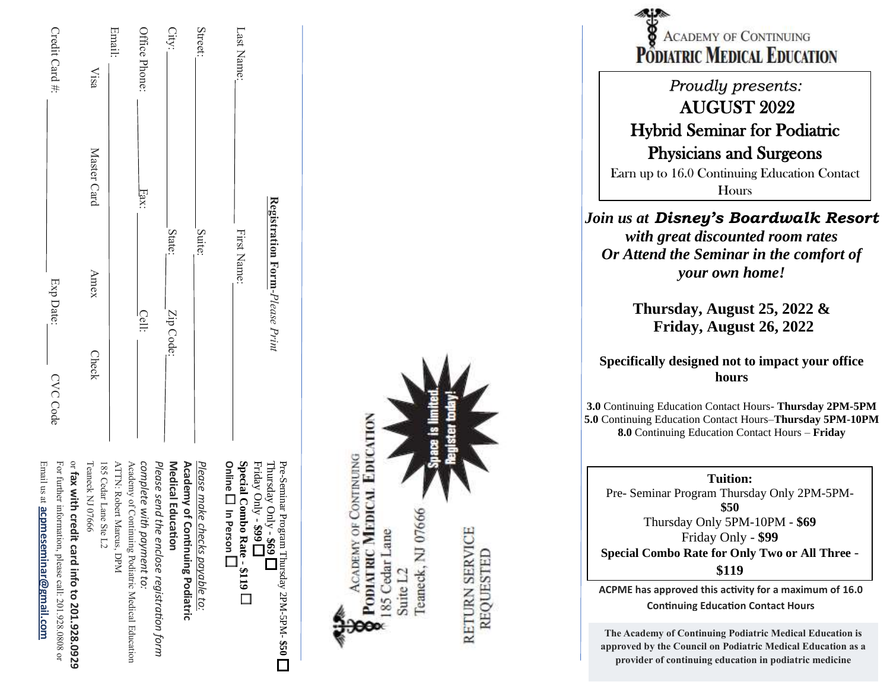# ACADEMY OF CONTINUING PODIATRIC MEDICAL EDUCATION

*Proudly presents:*

## AUGUST 2022

## Hybrid Seminar for Podiatric Physicians and Surgeons

Earn up to 16.0 Continuing Education Contact Hours

***Join us at Disney's Boardwalk Resort with great discounted room rates Or Attend the Seminar in the comfort of your own home!***

**Thursday, August 25, 2022 & Friday, August 26, 2022**

**Specifically designed not to impact your office hours**

**3.0** Continuing Education Contact Hours- **Thursday 2PM-5PM**
**5.0** Continuing Education Contact Hours–**Thursday 5PM-10PM**
**8.0** Continuing Education Contact Hours – **Friday**

**Tuition:**

Pre- Seminar Program Thursday Only 2PM-5PM- **$50**
Thursday Only 5PM-10PM - **$69**
Friday Only - **$99**
**Special Combo Rate for Only Two or All Three - $119**

**ACPME has approved this activity for a maximum of 16.0 Continuing Education Contact Hours**

**The Academy of Continuing Podiatric Medical Education is approved by the Council on Podiatric Medical Education as a provider of continuing education in podiatric medicine**

---

ACADEMY OF CONTINUING PODIATRIC MEDICAL EDUCATION
185 Cedar Lane
Suite L2
Teaneck, NJ 07666

Space is limited. Register today!

RETURN SERVICE REQUESTED

---

**Registration Form**-*Please Print*

Last Name:______ First Name:______

Street:______ Suite:______

City:______ State:______ Zip Code:______

Office Phone:______ Fax:______ Cell:______

Email:______

Visa Master Card Amex Check

Credit Card #:______ Exp Date:______ CVC Code

Pre-Seminar Program Thursday 2PM-5PM- **$50** ☐
Thursday Only - **$69** ☐
Friday Only - **$99** ☐
**Special Combo Rate - $119** ☐
**Online** ☐ **In Person** ☐

*Please make checks payable to:*
**Academy of Continuing Podiatric Medical Education**

*Please send the enclose registration form complete with payment to:*
Academy of Continuing Podiatric Medical Education
ATTN: Robert Marcus, DPM
185 Cedar Lane Ste L2
Teaneck NJ 07666
or **fax with credit card info to 201.928.0929**
For further information, please call: 201.928.0808 or
Email us at **acpmeseminar@gmail.com**